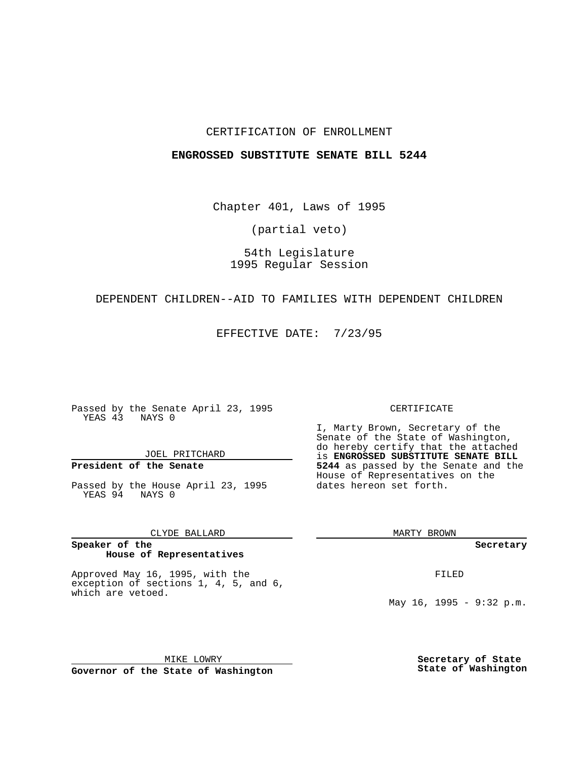CERTIFICATION OF ENROLLMENT

**ENGROSSED SUBSTITUTE SENATE BILL 5244**

Chapter 401, Laws of 1995

(partial veto)

54th Legislature
1995 Regular Session

DEPENDENT CHILDREN--AID TO FAMILIES WITH DEPENDENT CHILDREN

EFFECTIVE DATE: 7/23/95

Passed by the Senate April 23, 1995
YEAS 43 NAYS 0

JOEL PRITCHARD

**President of the Senate**

Passed by the House April 23, 1995
YEAS 94 NAYS 0

CLYDE BALLARD

**Speaker of the House of Representatives**

Approved May 16, 1995, with the exception of sections 1, 4, 5, and 6, which are vetoed.

MIKE LOWRY

**Governor of the State of Washington**

CERTIFICATE

I, Marty Brown, Secretary of the Senate of the State of Washington, do hereby certify that the attached is **ENGROSSED SUBSTITUTE SENATE BILL 5244** as passed by the Senate and the House of Representatives on the dates hereon set forth.

MARTY BROWN

**Secretary**

FILED

May 16, 1995 - 9:32 p.m.

**Secretary of State**
**State of Washington**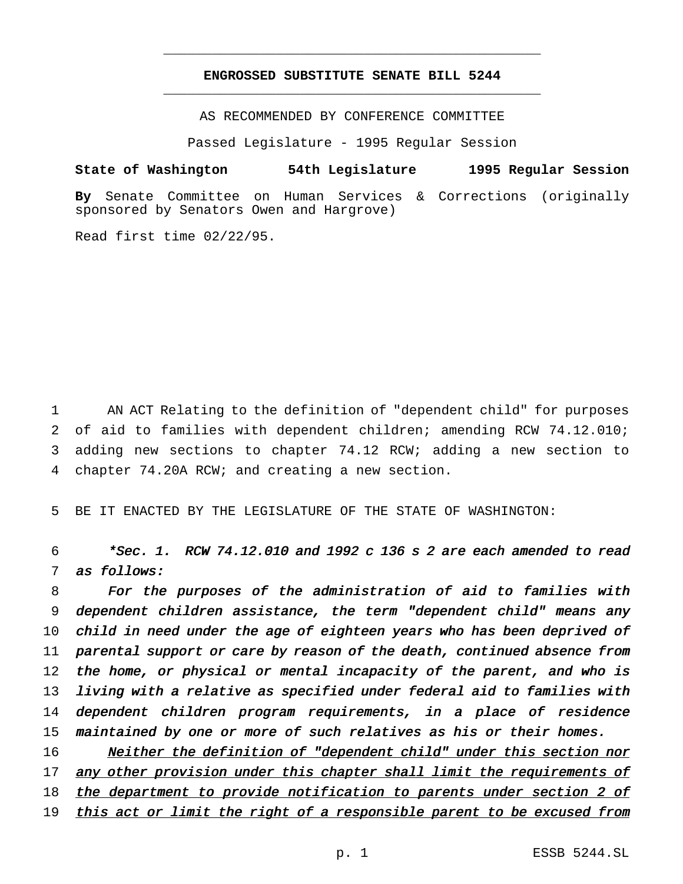# ENGROSSED SUBSTITUTE SENATE BILL 5244

AS RECOMMENDED BY CONFERENCE COMMITTEE

Passed Legislature - 1995 Regular Session

**State of Washington 54th Legislature 1995 Regular Session**

**By** Senate Committee on Human Services & Corrections (originally sponsored by Senators Owen and Hargrove)

Read first time 02/22/95.

AN ACT Relating to the definition of "dependent child" for purposes of aid to families with dependent children; amending RCW 74.12.010; adding new sections to chapter 74.12 RCW; adding a new section to chapter 74.20A RCW; and creating a new section.

BE IT ENACTED BY THE LEGISLATURE OF THE STATE OF WASHINGTON:

***\*Sec. 1. RCW 74.12.010 and 1992 c 136 s 2 are each amended to read as follows:***

*For the purposes of the administration of aid to families with dependent children assistance, the term "dependent child" means any child in need under the age of eighteen years who has been deprived of parental support or care by reason of the death, continued absence from the home, or physical or mental incapacity of the parent, and who is living with a relative as specified under federal aid to families with dependent children program requirements, in a place of residence maintained by one or more of such relatives as his or their homes.*

*<u>Neither the definition of "dependent child" under this section nor any other provision under this chapter shall limit the requirements of the department to provide notification to parents under section 2 of this act or limit the right of a responsible parent to be excused from</u>*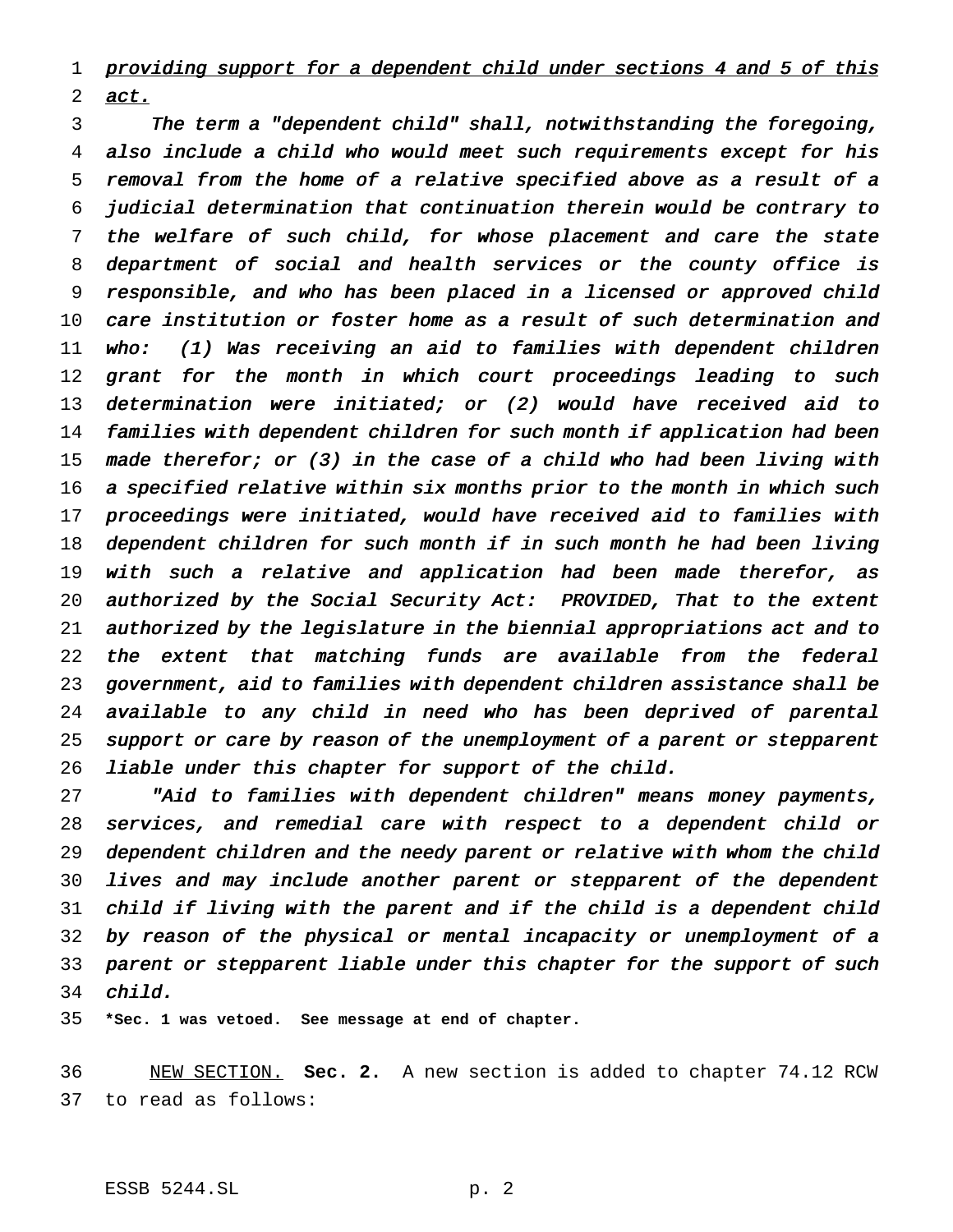*providing support for a dependent child under sections 4 and 5 of this act.*

*The term a "dependent child" shall, notwithstanding the foregoing, also include a child who would meet such requirements except for his removal from the home of a relative specified above as a result of a judicial determination that continuation therein would be contrary to the welfare of such child, for whose placement and care the state department of social and health services or the county office is responsible, and who has been placed in a licensed or approved child care institution or foster home as a result of such determination and who: (1) Was receiving an aid to families with dependent children grant for the month in which court proceedings leading to such determination were initiated; or (2) would have received aid to families with dependent children for such month if application had been made therefor; or (3) in the case of a child who had been living with a specified relative within six months prior to the month in which such proceedings were initiated, would have received aid to families with dependent children for such month if in such month he had been living with such a relative and application had been made therefor, as authorized by the Social Security Act: PROVIDED, That to the extent authorized by the legislature in the biennial appropriations act and to the extent that matching funds are available from the federal government, aid to families with dependent children assistance shall be available to any child in need who has been deprived of parental support or care by reason of the unemployment of a parent or stepparent liable under this chapter for support of the child.*

*"Aid to families with dependent children" means money payments, services, and remedial care with respect to a dependent child or dependent children and the needy parent or relative with whom the child lives and may include another parent or stepparent of the dependent child if living with the parent and if the child is a dependent child by reason of the physical or mental incapacity or unemployment of a parent or stepparent liable under this chapter for the support of such child.*

**\*Sec. 1 was vetoed. See message at end of chapter.**

NEW SECTION. **Sec. 2.** A new section is added to chapter 74.12 RCW to read as follows: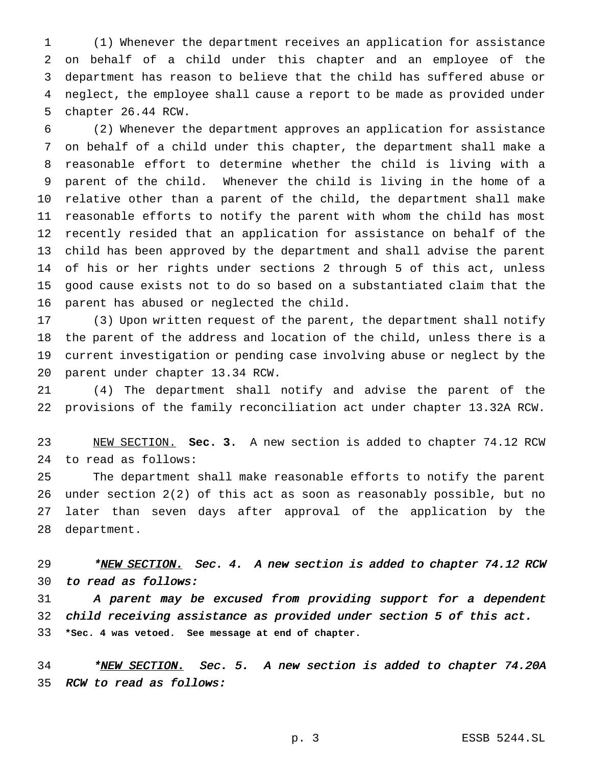(1) Whenever the department receives an application for assistance on behalf of a child under this chapter and an employee of the department has reason to believe that the child has suffered abuse or neglect, the employee shall cause a report to be made as provided under chapter 26.44 RCW.

(2) Whenever the department approves an application for assistance on behalf of a child under this chapter, the department shall make a reasonable effort to determine whether the child is living with a parent of the child. Whenever the child is living in the home of a relative other than a parent of the child, the department shall make reasonable efforts to notify the parent with whom the child has most recently resided that an application for assistance on behalf of the child has been approved by the department and shall advise the parent of his or her rights under sections 2 through 5 of this act, unless good cause exists not to do so based on a substantiated claim that the parent has abused or neglected the child.

(3) Upon written request of the parent, the department shall notify the parent of the address and location of the child, unless there is a current investigation or pending case involving abuse or neglect by the parent under chapter 13.34 RCW.

(4) The department shall notify and advise the parent of the provisions of the family reconciliation act under chapter 13.32A RCW.

NEW SECTION. **Sec. 3.** A new section is added to chapter 74.12 RCW to read as follows:

The department shall make reasonable efforts to notify the parent under section 2(2) of this act as soon as reasonably possible, but no later than seven days after approval of the application by the department.

*\*NEW SECTION. Sec. 4. A new section is added to chapter 74.12 RCW to read as follows:*

*A parent may be excused from providing support for a dependent child receiving assistance as provided under section 5 of this act.*

**\*Sec. 4 was vetoed. See message at end of chapter.**

*\*NEW SECTION. Sec. 5. A new section is added to chapter 74.20A RCW to read as follows:*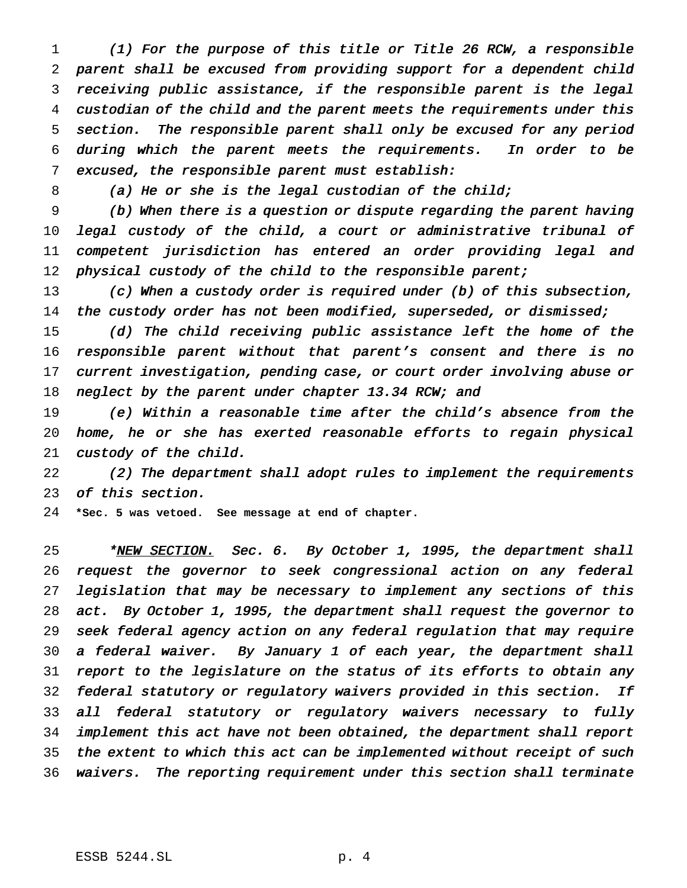*(1) For the purpose of this title or Title 26 RCW, a responsible parent shall be excused from providing support for a dependent child receiving public assistance, if the responsible parent is the legal custodian of the child and the parent meets the requirements under this section. The responsible parent shall only be excused for any period during which the parent meets the requirements. In order to be excused, the responsible parent must establish:*

*(a) He or she is the legal custodian of the child;*

*(b) When there is a question or dispute regarding the parent having legal custody of the child, a court or administrative tribunal of competent jurisdiction has entered an order providing legal and physical custody of the child to the responsible parent;*

*(c) When a custody order is required under (b) of this subsection, the custody order has not been modified, superseded, or dismissed;*

*(d) The child receiving public assistance left the home of the responsible parent without that parent's consent and there is no current investigation, pending case, or court order involving abuse or neglect by the parent under chapter 13.34 RCW; and*

*(e) Within a reasonable time after the child's absence from the home, he or she has exerted reasonable efforts to regain physical custody of the child.*

*(2) The department shall adopt rules to implement the requirements of this section.*

**\*Sec. 5 was vetoed. See message at end of chapter.**

*\*<u>NEW SECTION.</u> Sec. 6. By October 1, 1995, the department shall request the governor to seek congressional action on any federal legislation that may be necessary to implement any sections of this act. By October 1, 1995, the department shall request the governor to seek federal agency action on any federal regulation that may require a federal waiver. By January 1 of each year, the department shall report to the legislature on the status of its efforts to obtain any federal statutory or regulatory waivers provided in this section. If all federal statutory or regulatory waivers necessary to fully implement this act have not been obtained, the department shall report the extent to which this act can be implemented without receipt of such waivers. The reporting requirement under this section shall terminate*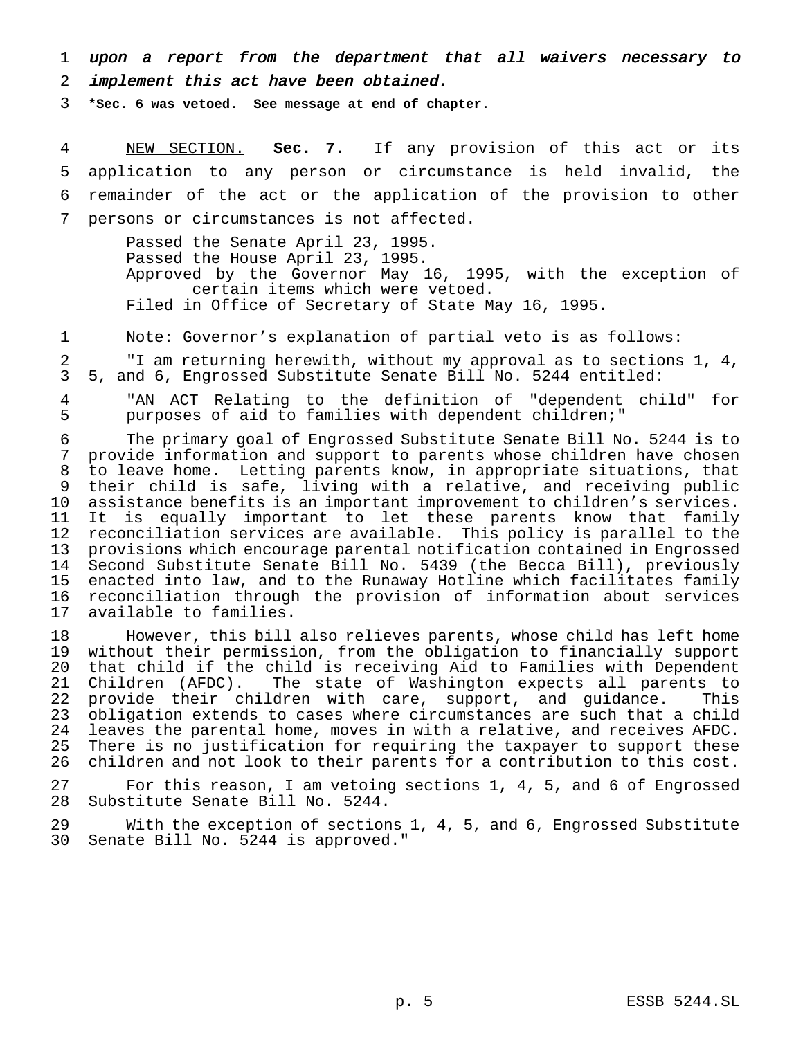*upon a report from the department that all waivers necessary to implement this act have been obtained.*

**\*Sec. 6 was vetoed. See message at end of chapter.**

NEW SECTION. **Sec. 7.** If any provision of this act or its application to any person or circumstance is held invalid, the remainder of the act or the application of the provision to other persons or circumstances is not affected.

Passed the Senate April 23, 1995.
Passed the House April 23, 1995.
Approved by the Governor May 16, 1995, with the exception of certain items which were vetoed.
Filed in Office of Secretary of State May 16, 1995.

Note: Governor's explanation of partial veto is as follows:

"I am returning herewith, without my approval as to sections 1, 4, 5, and 6, Engrossed Substitute Senate Bill No. 5244 entitled:

"AN ACT Relating to the definition of "dependent child" for purposes of aid to families with dependent children;"

The primary goal of Engrossed Substitute Senate Bill No. 5244 is to provide information and support to parents whose children have chosen to leave home. Letting parents know, in appropriate situations, that their child is safe, living with a relative, and receiving public assistance benefits is an important improvement to children's services. It is equally important to let these parents know that family reconciliation services are available. This policy is parallel to the provisions which encourage parental notification contained in Engrossed Second Substitute Senate Bill No. 5439 (the Becca Bill), previously enacted into law, and to the Runaway Hotline which facilitates family reconciliation through the provision of information about services available to families.

However, this bill also relieves parents, whose child has left home without their permission, from the obligation to financially support that child if the child is receiving Aid to Families with Dependent Children (AFDC). The state of Washington expects all parents to provide their children with care, support, and guidance. This obligation extends to cases where circumstances are such that a child leaves the parental home, moves in with a relative, and receives AFDC. There is no justification for requiring the taxpayer to support these children and not look to their parents for a contribution to this cost.

For this reason, I am vetoing sections 1, 4, 5, and 6 of Engrossed Substitute Senate Bill No. 5244.

With the exception of sections 1, 4, 5, and 6, Engrossed Substitute Senate Bill No. 5244 is approved."